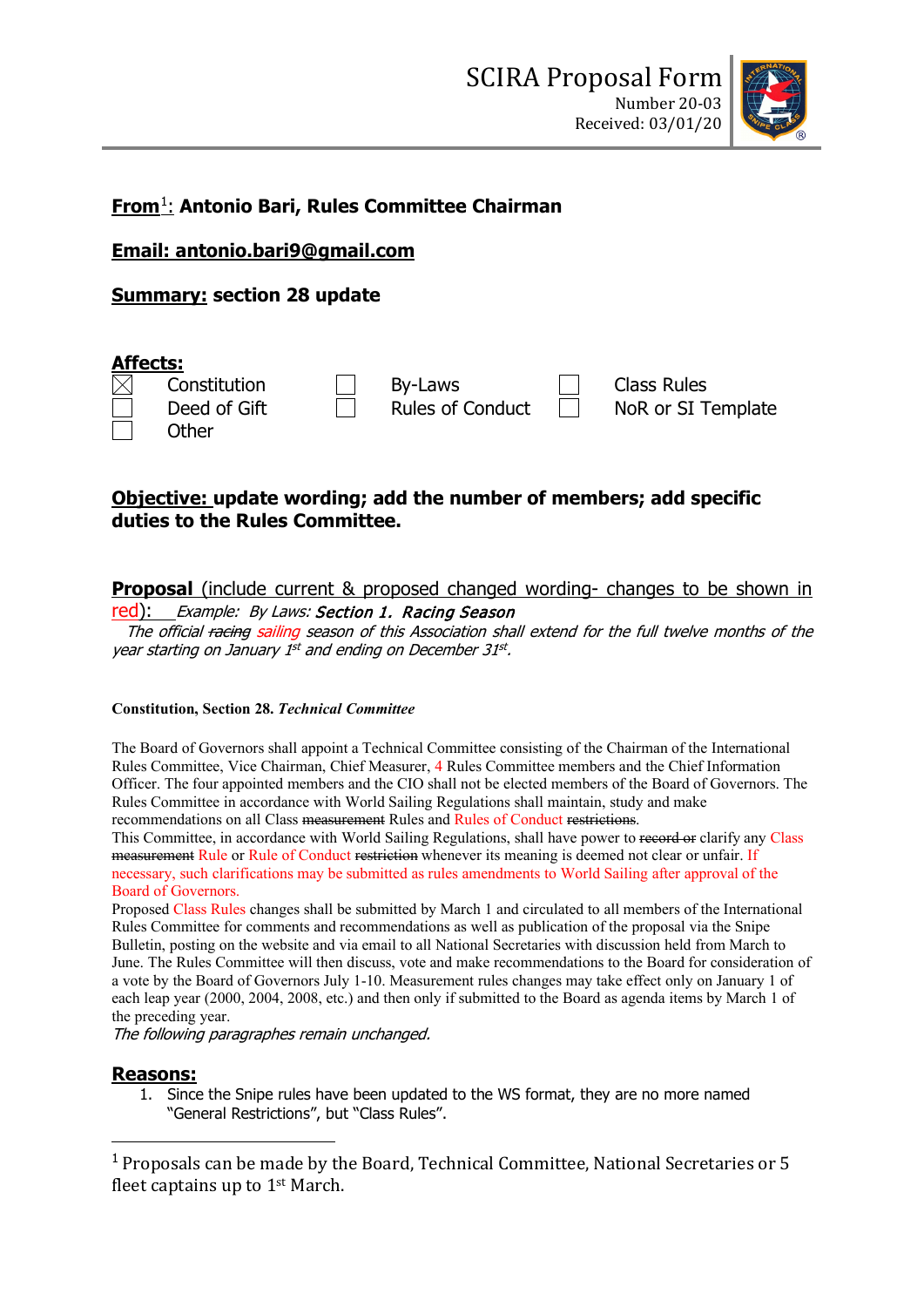# SCIRA Proposal Form

Number 20-03
Received: 03/01/20

**From[1]: Antonio Bari, Rules Committee Chairman**

**Email: antonio.bari9@gmail.com**

**Summary: section 28 update**

**Affects:**

- [x] Constitution
- [ ] Deed of Gift
- [ ] Other
- [ ] By-Laws
- [ ] Rules of Conduct
- [ ] Class Rules
- [ ] NoR or SI Template

**Objective: update wording; add the number of members; add specific duties to the Rules Committee.**

**Proposal** (include current & proposed changed wording- changes to be shown in red): *Example: By Laws: **Section 1. Racing Season***
*The official ~~racing~~ sailing season of this Association shall extend for the full twelve months of the year starting on January 1st and ending on December 31st.*

**Constitution, Section 28. *Technical Committee***

The Board of Governors shall appoint a Technical Committee consisting of the Chairman of the International Rules Committee, Vice Chairman, Chief Measurer, 4 Rules Committee members and the Chief Information Officer. The four appointed members and the CIO shall not be elected members of the Board of Governors. The Rules Committee in accordance with World Sailing Regulations shall maintain, study and make recommendations on all Class ~~measurement~~ Rules and Rules of Conduct ~~restrictions~~.
This Committee, in accordance with World Sailing Regulations, shall have power to ~~record or~~ clarify any Class ~~measurement~~ Rule or Rule of Conduct ~~restriction~~ whenever its meaning is deemed not clear or unfair. If necessary, such clarifications may be submitted as rules amendments to World Sailing after approval of the Board of Governors.
Proposed Class Rules changes shall be submitted by March 1 and circulated to all members of the International Rules Committee for comments and recommendations as well as publication of the proposal via the Snipe Bulletin, posting on the website and via email to all National Secretaries with discussion held from March to June. The Rules Committee will then discuss, vote and make recommendations to the Board for consideration of a vote by the Board of Governors July 1-10. Measurement rules changes may take effect only on January 1 of each leap year (2000, 2004, 2008, etc.) and then only if submitted to the Board as agenda items by March 1 of the preceding year.
*The following paragraphs remain unchanged.*

**Reasons:**

1. Since the Snipe rules have been updated to the WS format, they are no more named "General Restrictions", but "Class Rules".

[1] Proposals can be made by the Board, Technical Committee, National Secretaries or 5 fleet captains up to 1st March.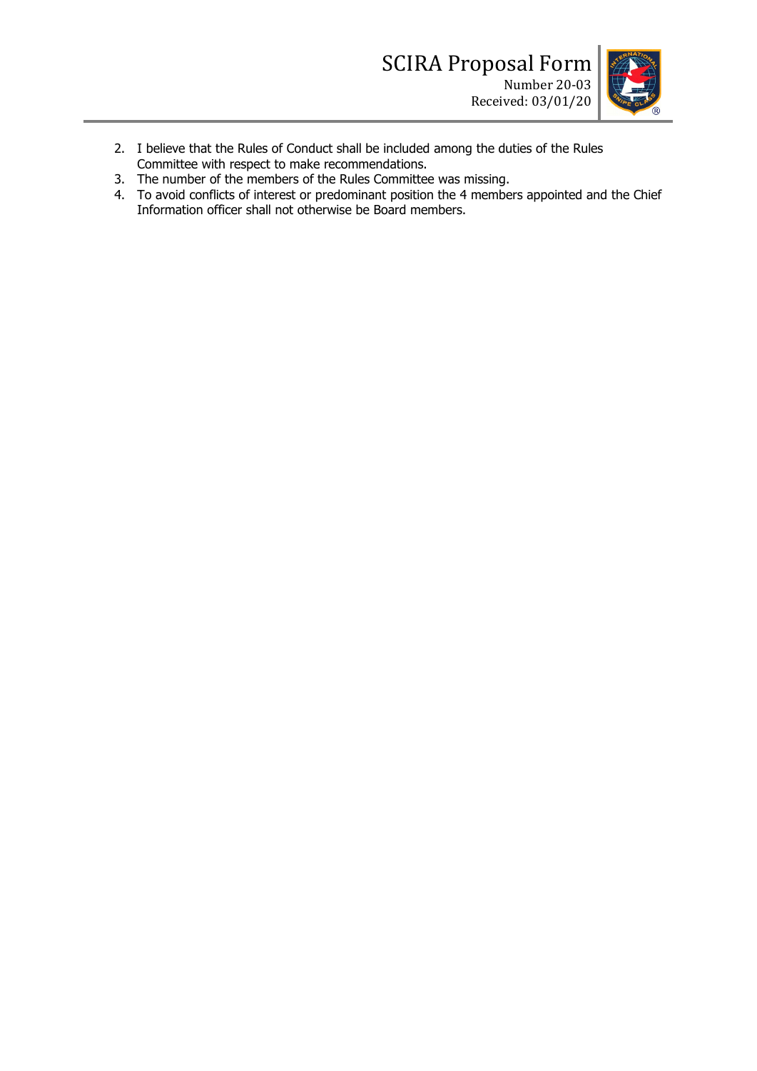2. I believe that the Rules of Conduct shall be included among the duties of the Rules Committee with respect to make recommendations.
3. The number of the members of the Rules Committee was missing.
4. To avoid conflicts of interest or predominant position the 4 members appointed and the Chief Information officer shall not otherwise be Board members.